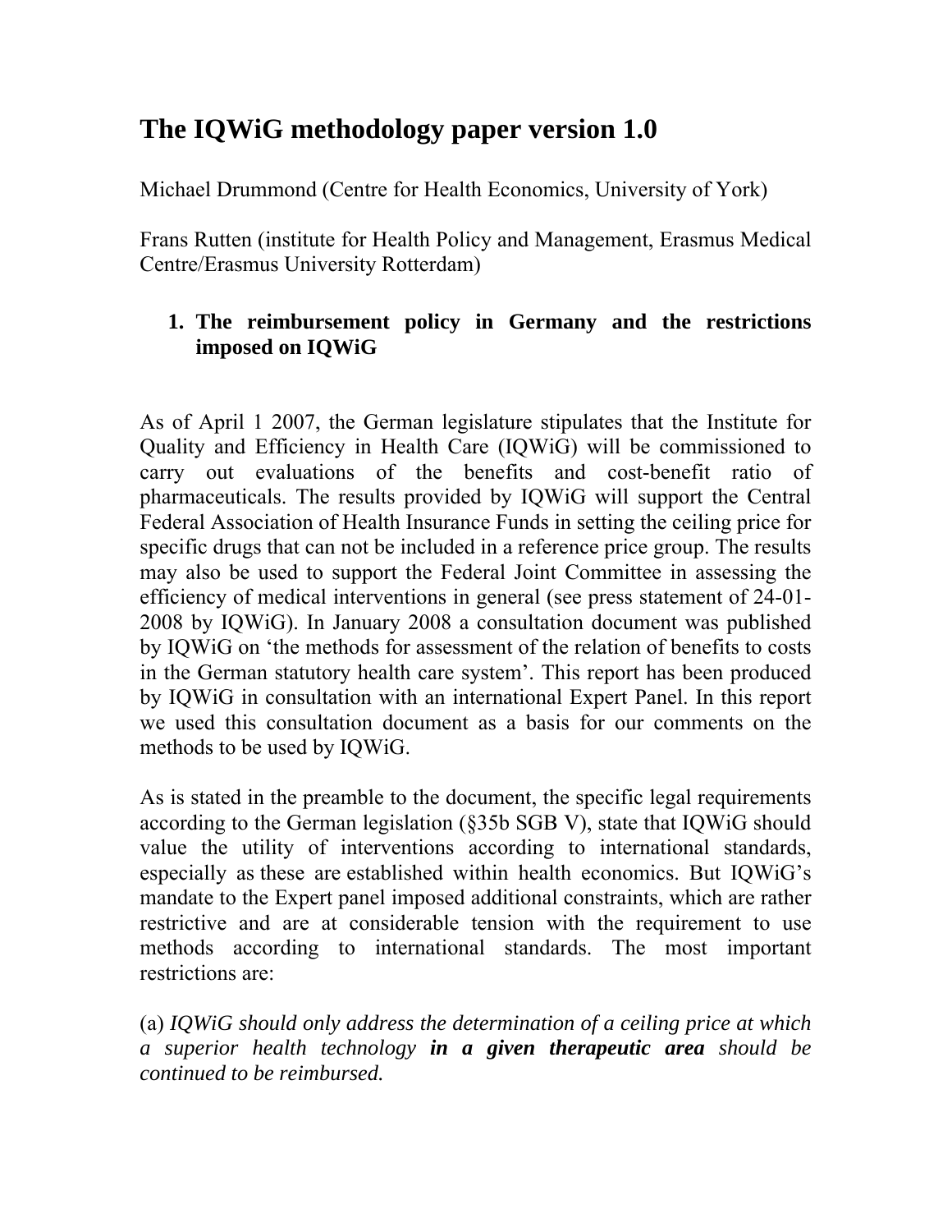# The IQWiG methodology paper version 1.0

Michael Drummond (Centre for Health Economics, University of York)

Frans Rutten (institute for Health Policy and Management, Erasmus Medical Centre/Erasmus University Rotterdam)

## 1. The reimbursement policy in Germany and the restrictions imposed on IQWiG

As of April 1 2007, the German legislature stipulates that the Institute for Quality and Efficiency in Health Care (IQWiG) will be commissioned to carry out evaluations of the benefits and cost-benefit ratio of pharmaceuticals. The results provided by IQWiG will support the Central Federal Association of Health Insurance Funds in setting the ceiling price for specific drugs that can not be included in a reference price group. The results may also be used to support the Federal Joint Committee in assessing the efficiency of medical interventions in general (see press statement of 24-01-2008 by IQWiG). In January 2008 a consultation document was published by IQWiG on 'the methods for assessment of the relation of benefits to costs in the German statutory health care system'. This report has been produced by IQWiG in consultation with an international Expert Panel. In this report we used this consultation document as a basis for our comments on the methods to be used by IQWiG.

As is stated in the preamble to the document, the specific legal requirements according to the German legislation (§35b SGB V), state that IQWiG should value the utility of interventions according to international standards, especially as these are established within health economics. But IQWiG's mandate to the Expert panel imposed additional constraints, which are rather restrictive and are at considerable tension with the requirement to use methods according to international standards. The most important restrictions are:

(a) *IQWiG should only address the determination of a ceiling price at which a superior health technology* ***in a given therapeutic area*** *should be continued to be reimbursed.*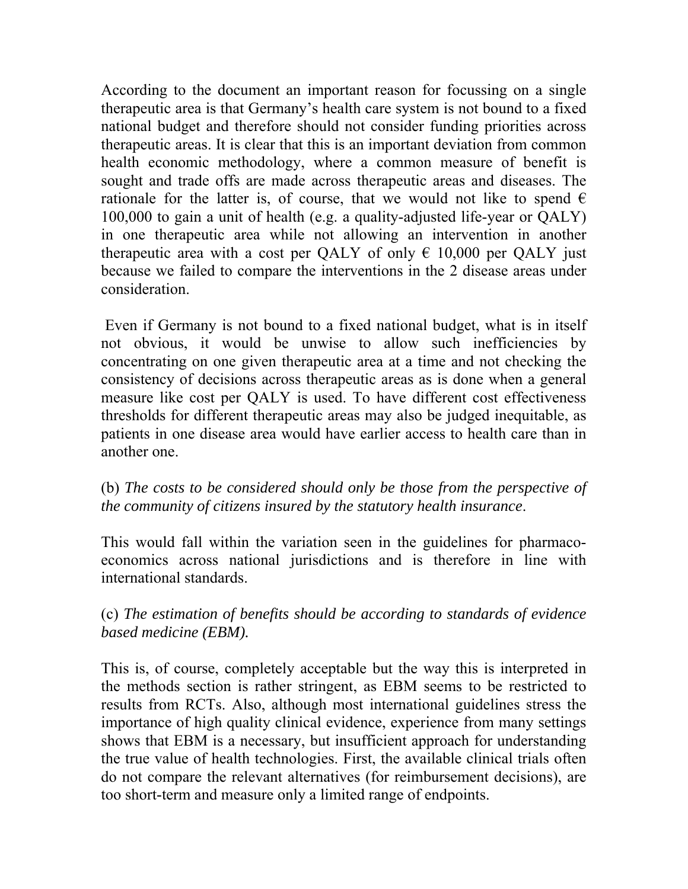According to the document an important reason for focussing on a single therapeutic area is that Germany's health care system is not bound to a fixed national budget and therefore should not consider funding priorities across therapeutic areas. It is clear that this is an important deviation from common health economic methodology, where a common measure of benefit is sought and trade offs are made across therapeutic areas and diseases. The rationale for the latter is, of course, that we would not like to spend € 100,000 to gain a unit of health (e.g. a quality-adjusted life-year or QALY) in one therapeutic area while not allowing an intervention in another therapeutic area with a cost per QALY of only € 10,000 per QALY just because we failed to compare the interventions in the 2 disease areas under consideration.

Even if Germany is not bound to a fixed national budget, what is in itself not obvious, it would be unwise to allow such inefficiencies by concentrating on one given therapeutic area at a time and not checking the consistency of decisions across therapeutic areas as is done when a general measure like cost per QALY is used. To have different cost effectiveness thresholds for different therapeutic areas may also be judged inequitable, as patients in one disease area would have earlier access to health care than in another one.

(b) *The costs to be considered should only be those from the perspective of the community of citizens insured by the statutory health insurance*.

This would fall within the variation seen in the guidelines for pharmaco-economics across national jurisdictions and is therefore in line with international standards.

(c) *The estimation of benefits should be according to standards of evidence based medicine (EBM).*

This is, of course, completely acceptable but the way this is interpreted in the methods section is rather stringent, as EBM seems to be restricted to results from RCTs. Also, although most international guidelines stress the importance of high quality clinical evidence, experience from many settings shows that EBM is a necessary, but insufficient approach for understanding the true value of health technologies. First, the available clinical trials often do not compare the relevant alternatives (for reimbursement decisions), are too short-term and measure only a limited range of endpoints.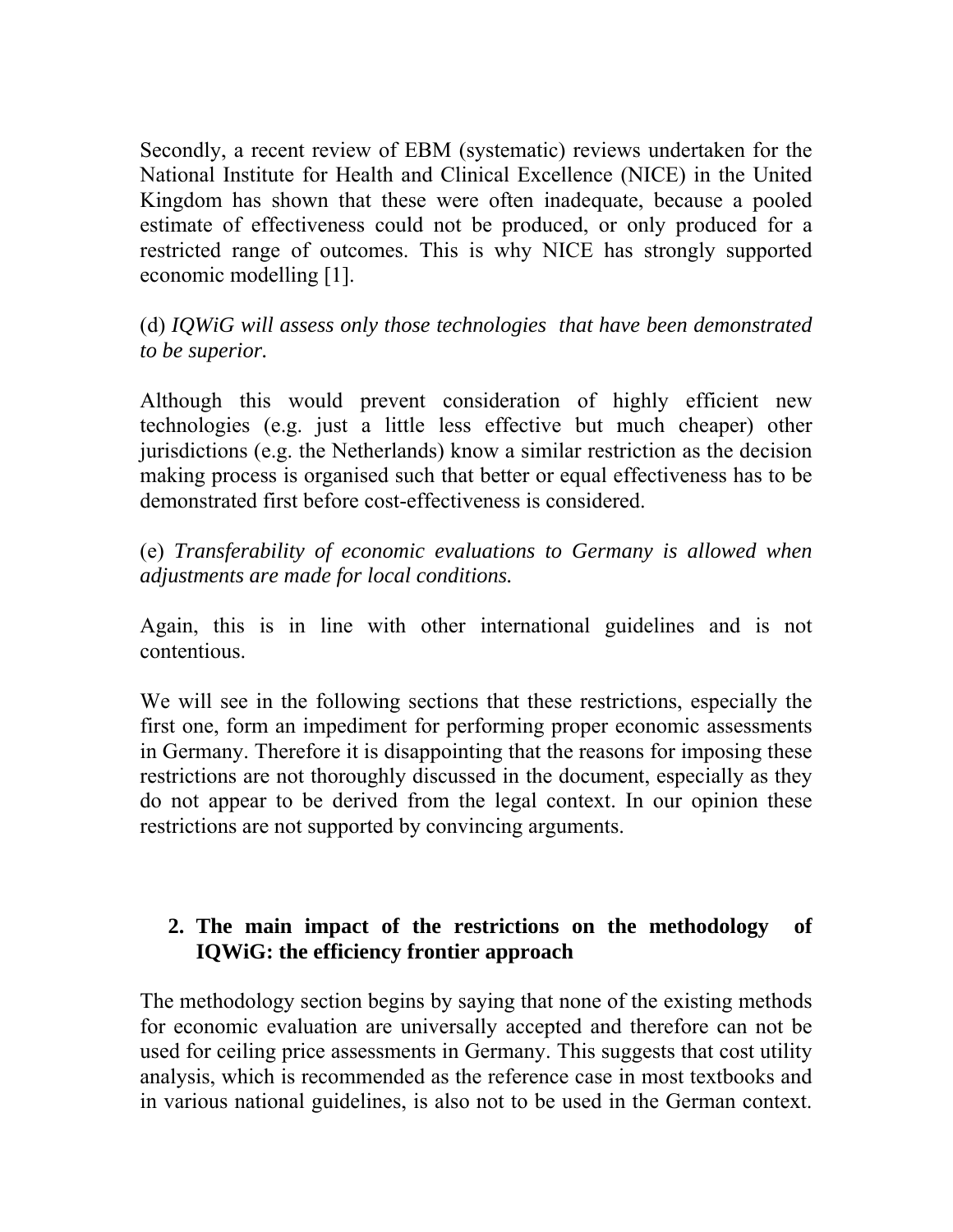Secondly, a recent review of EBM (systematic) reviews undertaken for the National Institute for Health and Clinical Excellence (NICE) in the United Kingdom has shown that these were often inadequate, because a pooled estimate of effectiveness could not be produced, or only produced for a restricted range of outcomes. This is why NICE has strongly supported economic modelling [1].

(d) *IQWiG will assess only those technologies that have been demonstrated to be superior.*

Although this would prevent consideration of highly efficient new technologies (e.g. just a little less effective but much cheaper) other jurisdictions (e.g. the Netherlands) know a similar restriction as the decision making process is organised such that better or equal effectiveness has to be demonstrated first before cost-effectiveness is considered.

(e) *Transferability of economic evaluations to Germany is allowed when adjustments are made for local conditions.*

Again, this is in line with other international guidelines and is not contentious.

We will see in the following sections that these restrictions, especially the first one, form an impediment for performing proper economic assessments in Germany. Therefore it is disappointing that the reasons for imposing these restrictions are not thoroughly discussed in the document, especially as they do not appear to be derived from the legal context. In our opinion these restrictions are not supported by convincing arguments.

## 2. The main impact of the restrictions on the methodology of IQWiG: the efficiency frontier approach

The methodology section begins by saying that none of the existing methods for economic evaluation are universally accepted and therefore can not be used for ceiling price assessments in Germany. This suggests that cost utility analysis, which is recommended as the reference case in most textbooks and in various national guidelines, is also not to be used in the German context.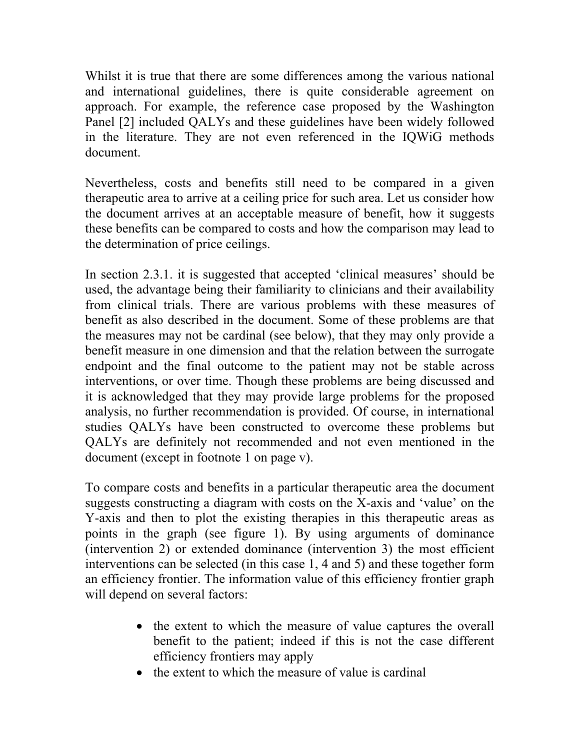Whilst it is true that there are some differences among the various national and international guidelines, there is quite considerable agreement on approach. For example, the reference case proposed by the Washington Panel [2] included QALYs and these guidelines have been widely followed in the literature. They are not even referenced in the IQWiG methods document.

Nevertheless, costs and benefits still need to be compared in a given therapeutic area to arrive at a ceiling price for such area. Let us consider how the document arrives at an acceptable measure of benefit, how it suggests these benefits can be compared to costs and how the comparison may lead to the determination of price ceilings.

In section 2.3.1. it is suggested that accepted 'clinical measures' should be used, the advantage being their familiarity to clinicians and their availability from clinical trials. There are various problems with these measures of benefit as also described in the document. Some of these problems are that the measures may not be cardinal (see below), that they may only provide a benefit measure in one dimension and that the relation between the surrogate endpoint and the final outcome to the patient may not be stable across interventions, or over time. Though these problems are being discussed and it is acknowledged that they may provide large problems for the proposed analysis, no further recommendation is provided. Of course, in international studies QALYs have been constructed to overcome these problems but QALYs are definitely not recommended and not even mentioned in the document (except in footnote 1 on page v).

To compare costs and benefits in a particular therapeutic area the document suggests constructing a diagram with costs on the X-axis and 'value' on the Y-axis and then to plot the existing therapies in this therapeutic areas as points in the graph (see figure 1). By using arguments of dominance (intervention 2) or extended dominance (intervention 3) the most efficient interventions can be selected (in this case 1, 4 and 5) and these together form an efficiency frontier. The information value of this efficiency frontier graph will depend on several factors:

- the extent to which the measure of value captures the overall benefit to the patient; indeed if this is not the case different efficiency frontiers may apply
- the extent to which the measure of value is cardinal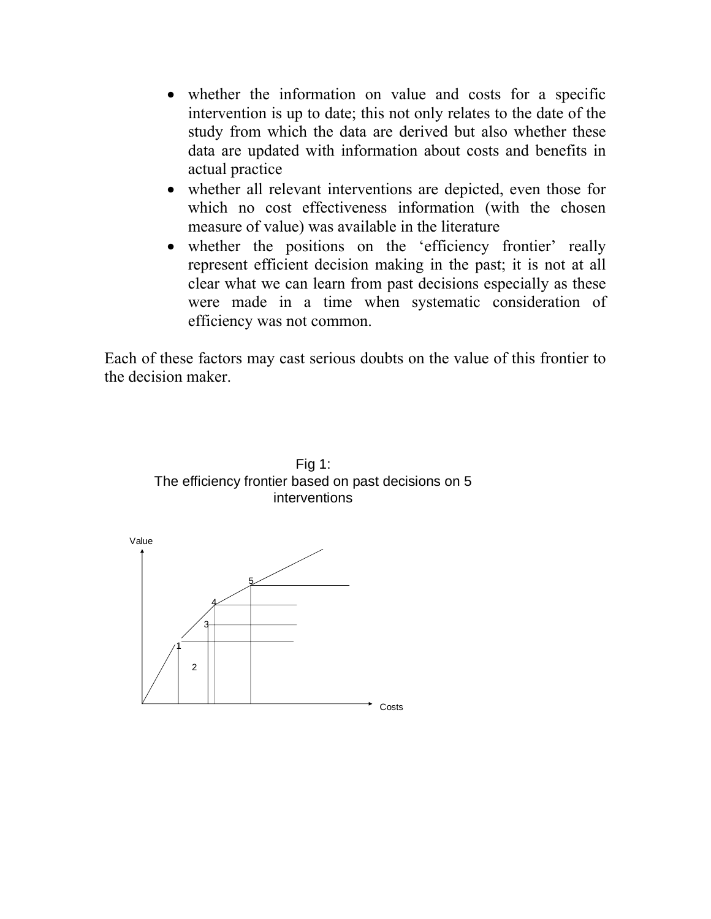- whether the information on value and costs for a specific intervention is up to date; this not only relates to the date of the study from which the data are derived but also whether these data are updated with information about costs and benefits in actual practice
- whether all relevant interventions are depicted, even those for which no cost effectiveness information (with the chosen measure of value) was available in the literature
- whether the positions on the 'efficiency frontier' really represent efficient decision making in the past; it is not at all clear what we can learn from past decisions especially as these were made in a time when systematic consideration of efficiency was not common.

Each of these factors may cast serious doubts on the value of this frontier to the decision maker.

Fig 1:
The efficiency frontier based on past decisions on 5 interventions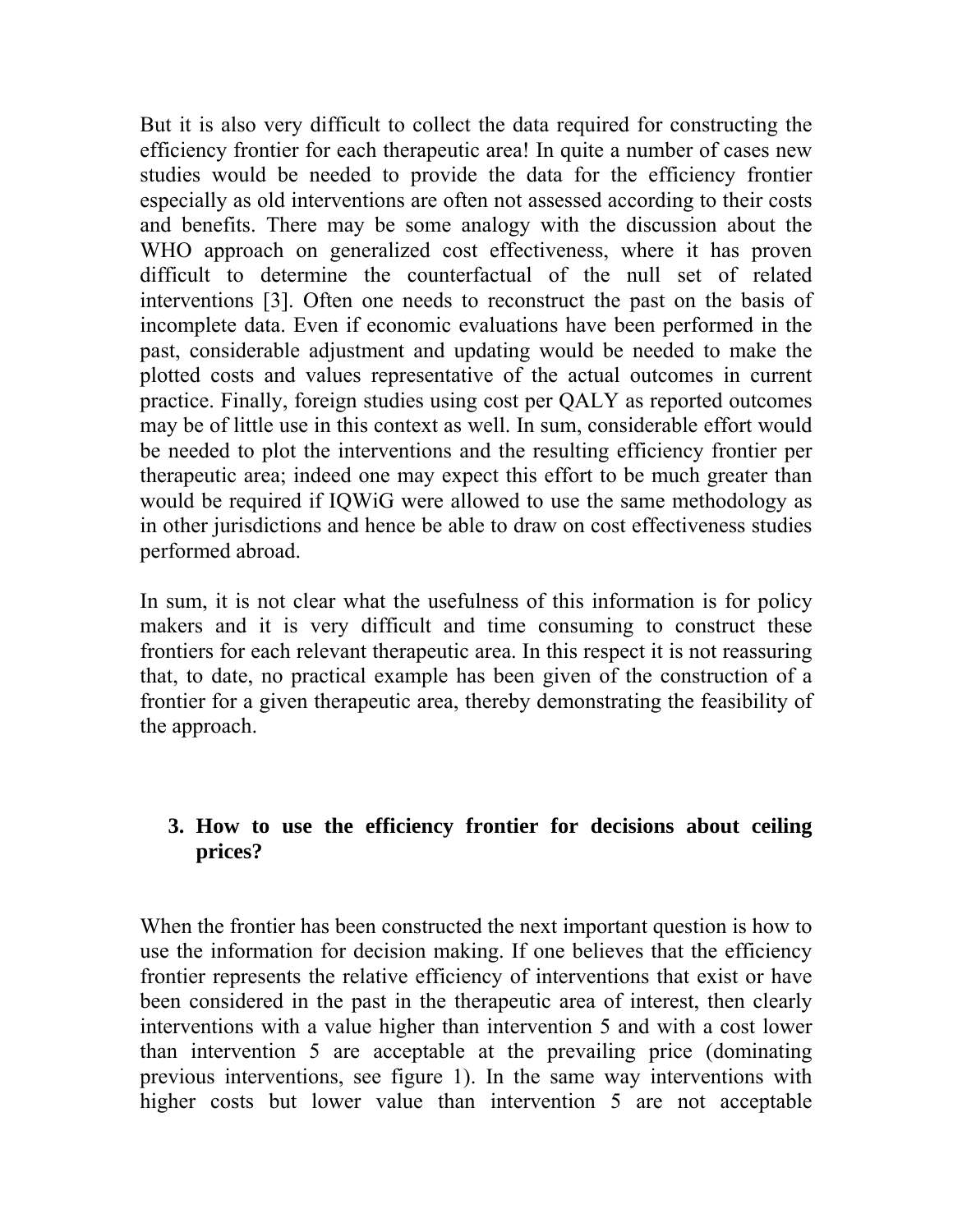But it is also very difficult to collect the data required for constructing the efficiency frontier for each therapeutic area! In quite a number of cases new studies would be needed to provide the data for the efficiency frontier especially as old interventions are often not assessed according to their costs and benefits. There may be some analogy with the discussion about the WHO approach on generalized cost effectiveness, where it has proven difficult to determine the counterfactual of the null set of related interventions [3]. Often one needs to reconstruct the past on the basis of incomplete data. Even if economic evaluations have been performed in the past, considerable adjustment and updating would be needed to make the plotted costs and values representative of the actual outcomes in current practice. Finally, foreign studies using cost per QALY as reported outcomes may be of little use in this context as well. In sum, considerable effort would be needed to plot the interventions and the resulting efficiency frontier per therapeutic area; indeed one may expect this effort to be much greater than would be required if IQWiG were allowed to use the same methodology as in other jurisdictions and hence be able to draw on cost effectiveness studies performed abroad.

In sum, it is not clear what the usefulness of this information is for policy makers and it is very difficult and time consuming to construct these frontiers for each relevant therapeutic area. In this respect it is not reassuring that, to date, no practical example has been given of the construction of a frontier for a given therapeutic area, thereby demonstrating the feasibility of the approach.

## 3. How to use the efficiency frontier for decisions about ceiling prices?

When the frontier has been constructed the next important question is how to use the information for decision making. If one believes that the efficiency frontier represents the relative efficiency of interventions that exist or have been considered in the past in the therapeutic area of interest, then clearly interventions with a value higher than intervention 5 and with a cost lower than intervention 5 are acceptable at the prevailing price (dominating previous interventions, see figure 1). In the same way interventions with higher costs but lower value than intervention 5 are not acceptable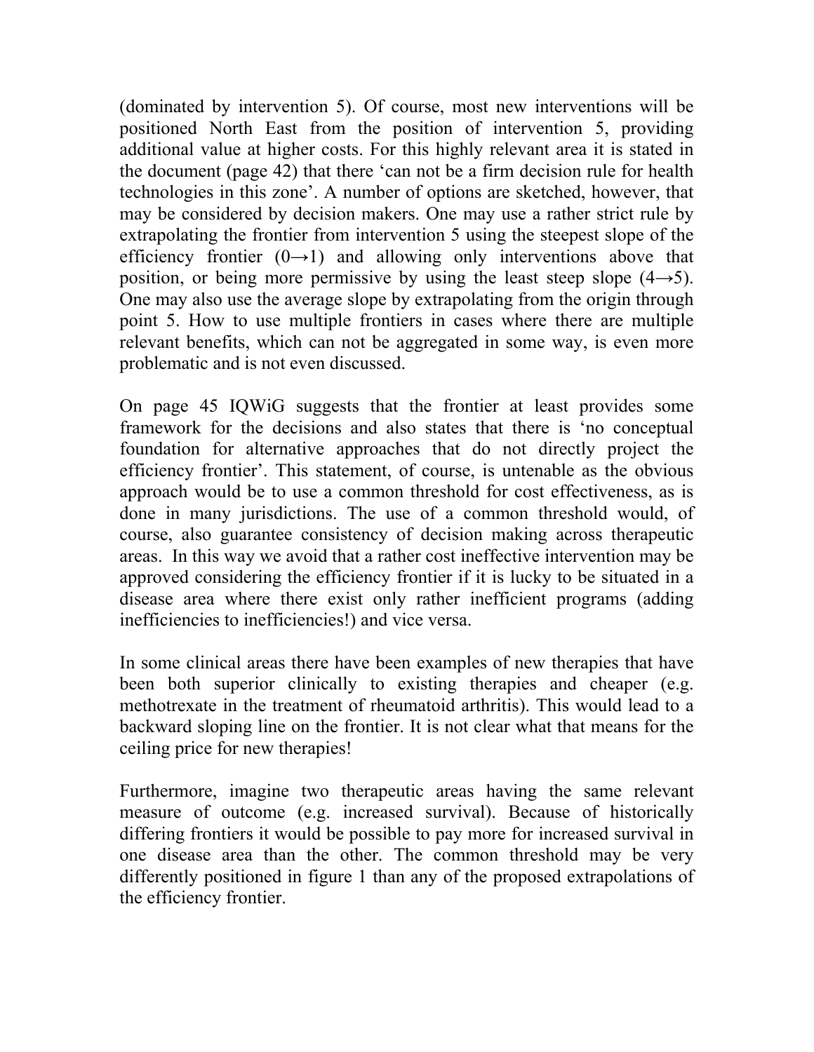(dominated by intervention 5). Of course, most new interventions will be positioned North East from the position of intervention 5, providing additional value at higher costs. For this highly relevant area it is stated in the document (page 42) that there 'can not be a firm decision rule for health technologies in this zone'. A number of options are sketched, however, that may be considered by decision makers. One may use a rather strict rule by extrapolating the frontier from intervention 5 using the steepest slope of the efficiency frontier (0→1) and allowing only interventions above that position, or being more permissive by using the least steep slope (4→5). One may also use the average slope by extrapolating from the origin through point 5. How to use multiple frontiers in cases where there are multiple relevant benefits, which can not be aggregated in some way, is even more problematic and is not even discussed.

On page 45 IQWiG suggests that the frontier at least provides some framework for the decisions and also states that there is 'no conceptual foundation for alternative approaches that do not directly project the efficiency frontier'. This statement, of course, is untenable as the obvious approach would be to use a common threshold for cost effectiveness, as is done in many jurisdictions. The use of a common threshold would, of course, also guarantee consistency of decision making across therapeutic areas. In this way we avoid that a rather cost ineffective intervention may be approved considering the efficiency frontier if it is lucky to be situated in a disease area where there exist only rather inefficient programs (adding inefficiencies to inefficiencies!) and vice versa.

In some clinical areas there have been examples of new therapies that have been both superior clinically to existing therapies and cheaper (e.g. methotrexate in the treatment of rheumatoid arthritis). This would lead to a backward sloping line on the frontier. It is not clear what that means for the ceiling price for new therapies!

Furthermore, imagine two therapeutic areas having the same relevant measure of outcome (e.g. increased survival). Because of historically differing frontiers it would be possible to pay more for increased survival in one disease area than the other. The common threshold may be very differently positioned in figure 1 than any of the proposed extrapolations of the efficiency frontier.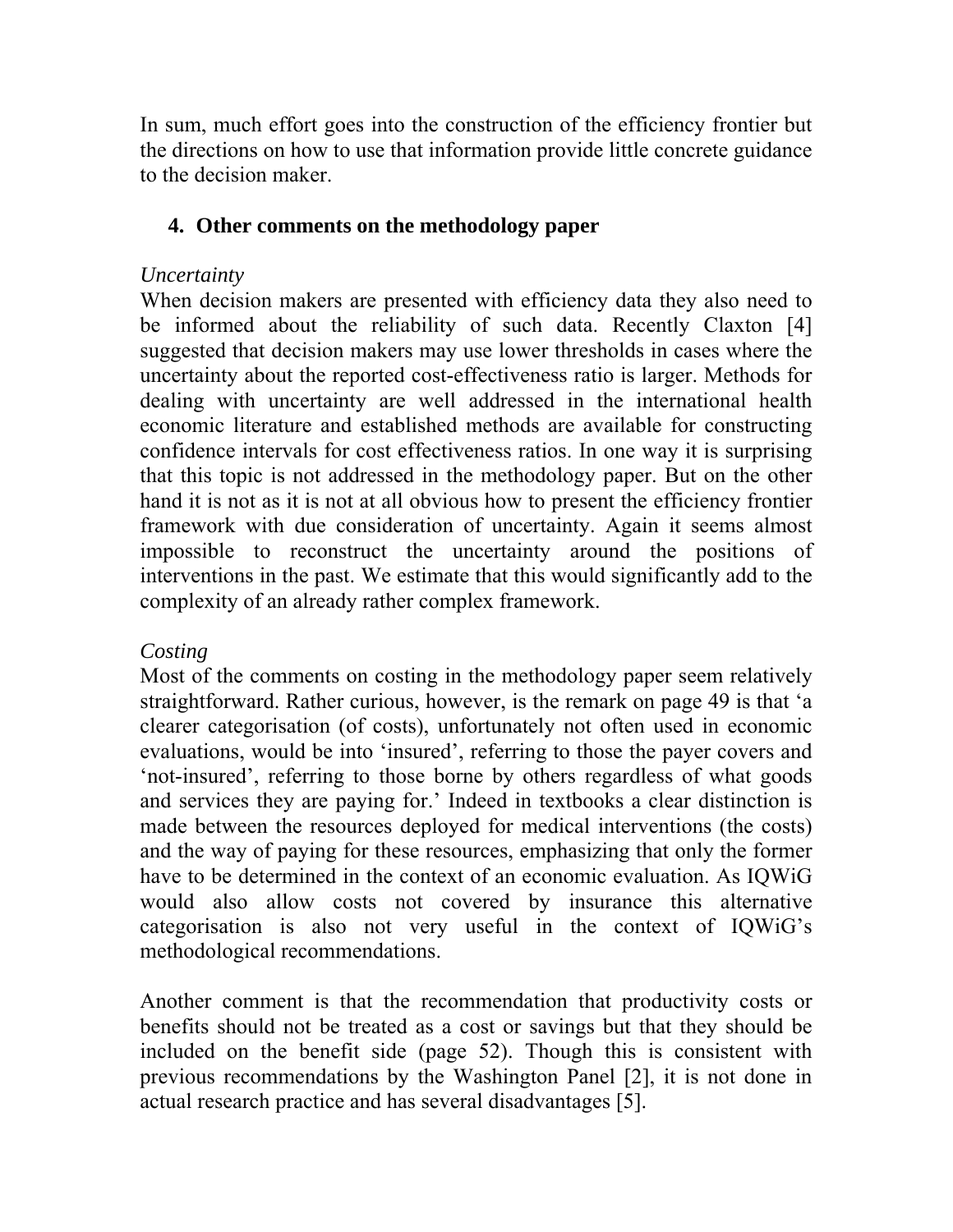In sum, much effort goes into the construction of the efficiency frontier but the directions on how to use that information provide little concrete guidance to the decision maker.

## 4. Other comments on the methodology paper

*Uncertainty*

When decision makers are presented with efficiency data they also need to be informed about the reliability of such data. Recently Claxton [4] suggested that decision makers may use lower thresholds in cases where the uncertainty about the reported cost-effectiveness ratio is larger. Methods for dealing with uncertainty are well addressed in the international health economic literature and established methods are available for constructing confidence intervals for cost effectiveness ratios. In one way it is surprising that this topic is not addressed in the methodology paper. But on the other hand it is not as it is not at all obvious how to present the efficiency frontier framework with due consideration of uncertainty. Again it seems almost impossible to reconstruct the uncertainty around the positions of interventions in the past. We estimate that this would significantly add to the complexity of an already rather complex framework.

*Costing*

Most of the comments on costing in the methodology paper seem relatively straightforward. Rather curious, however, is the remark on page 49 is that 'a clearer categorisation (of costs), unfortunately not often used in economic evaluations, would be into 'insured', referring to those the payer covers and 'not-insured', referring to those borne by others regardless of what goods and services they are paying for.' Indeed in textbooks a clear distinction is made between the resources deployed for medical interventions (the costs) and the way of paying for these resources, emphasizing that only the former have to be determined in the context of an economic evaluation. As IQWiG would also allow costs not covered by insurance this alternative categorisation is also not very useful in the context of IQWiG's methodological recommendations.

Another comment is that the recommendation that productivity costs or benefits should not be treated as a cost or savings but that they should be included on the benefit side (page 52). Though this is consistent with previous recommendations by the Washington Panel [2], it is not done in actual research practice and has several disadvantages [5].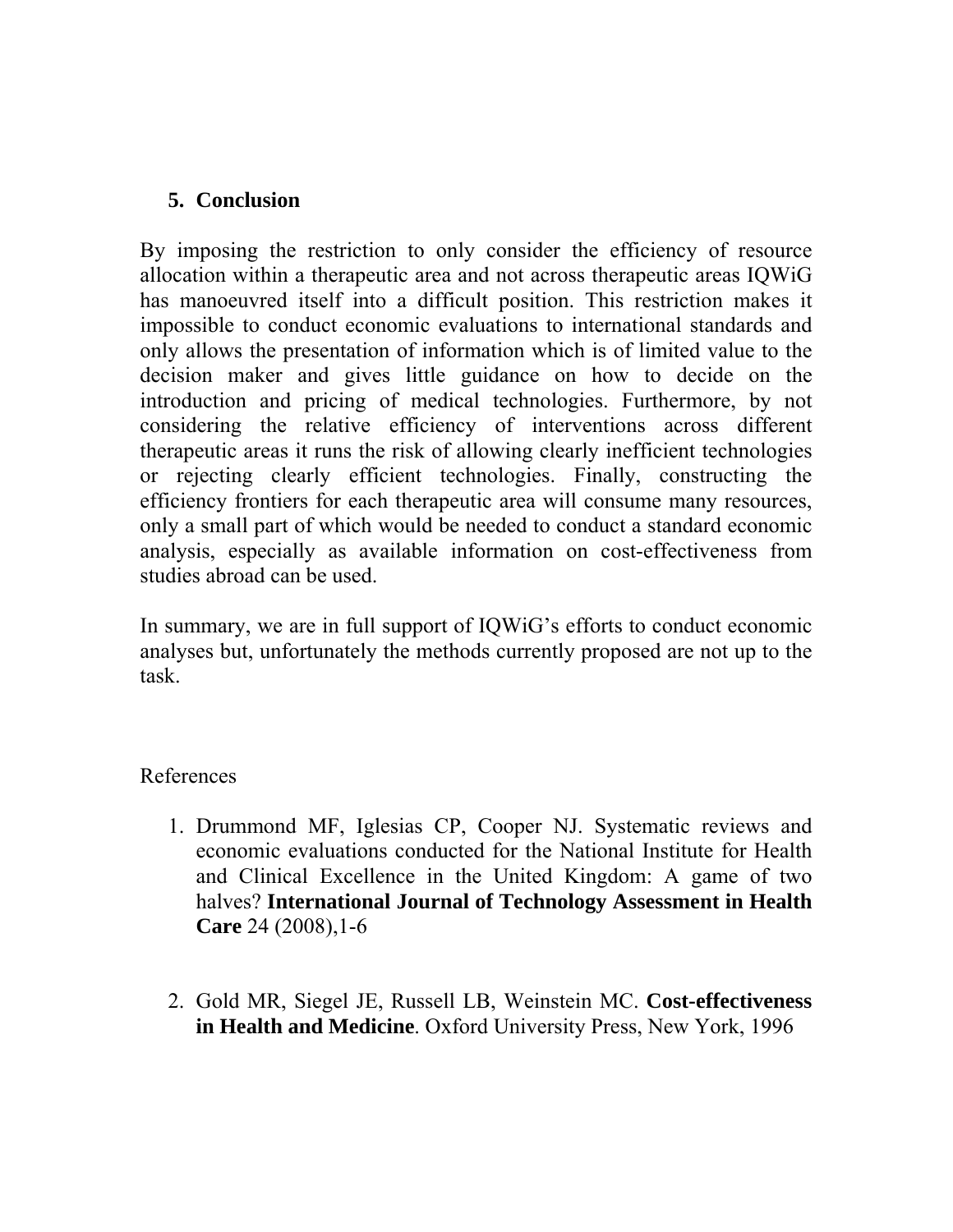## 5. Conclusion

By imposing the restriction to only consider the efficiency of resource allocation within a therapeutic area and not across therapeutic areas IQWiG has manoeuvred itself into a difficult position. This restriction makes it impossible to conduct economic evaluations to international standards and only allows the presentation of information which is of limited value to the decision maker and gives little guidance on how to decide on the introduction and pricing of medical technologies. Furthermore, by not considering the relative efficiency of interventions across different therapeutic areas it runs the risk of allowing clearly inefficient technologies or rejecting clearly efficient technologies. Finally, constructing the efficiency frontiers for each therapeutic area will consume many resources, only a small part of which would be needed to conduct a standard economic analysis, especially as available information on cost-effectiveness from studies abroad can be used.

In summary, we are in full support of IQWiG's efforts to conduct economic analyses but, unfortunately the methods currently proposed are not up to the task.

References

1. Drummond MF, Iglesias CP, Cooper NJ. Systematic reviews and economic evaluations conducted for the National Institute for Health and Clinical Excellence in the United Kingdom: A game of two halves? **International Journal of Technology Assessment in Health Care** 24 (2008),1-6

2. Gold MR, Siegel JE, Russell LB, Weinstein MC. **Cost-effectiveness in Health and Medicine**. Oxford University Press, New York, 1996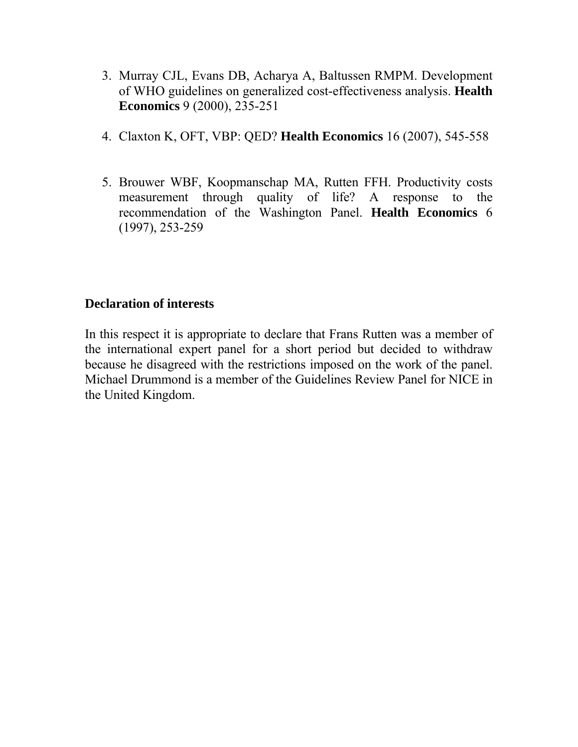3. Murray CJL, Evans DB, Acharya A, Baltussen RMPM. Development of WHO guidelines on generalized cost-effectiveness analysis. **Health Economics** 9 (2000), 235-251

4. Claxton K, OFT, VBP: QED? **Health Economics** 16 (2007), 545-558

5. Brouwer WBF, Koopmanschap MA, Rutten FFH. Productivity costs measurement through quality of life? A response to the recommendation of the Washington Panel. **Health Economics** 6 (1997), 253-259

**Declaration of interests**

In this respect it is appropriate to declare that Frans Rutten was a member of the international expert panel for a short period but decided to withdraw because he disagreed with the restrictions imposed on the work of the panel. Michael Drummond is a member of the Guidelines Review Panel for NICE in the United Kingdom.